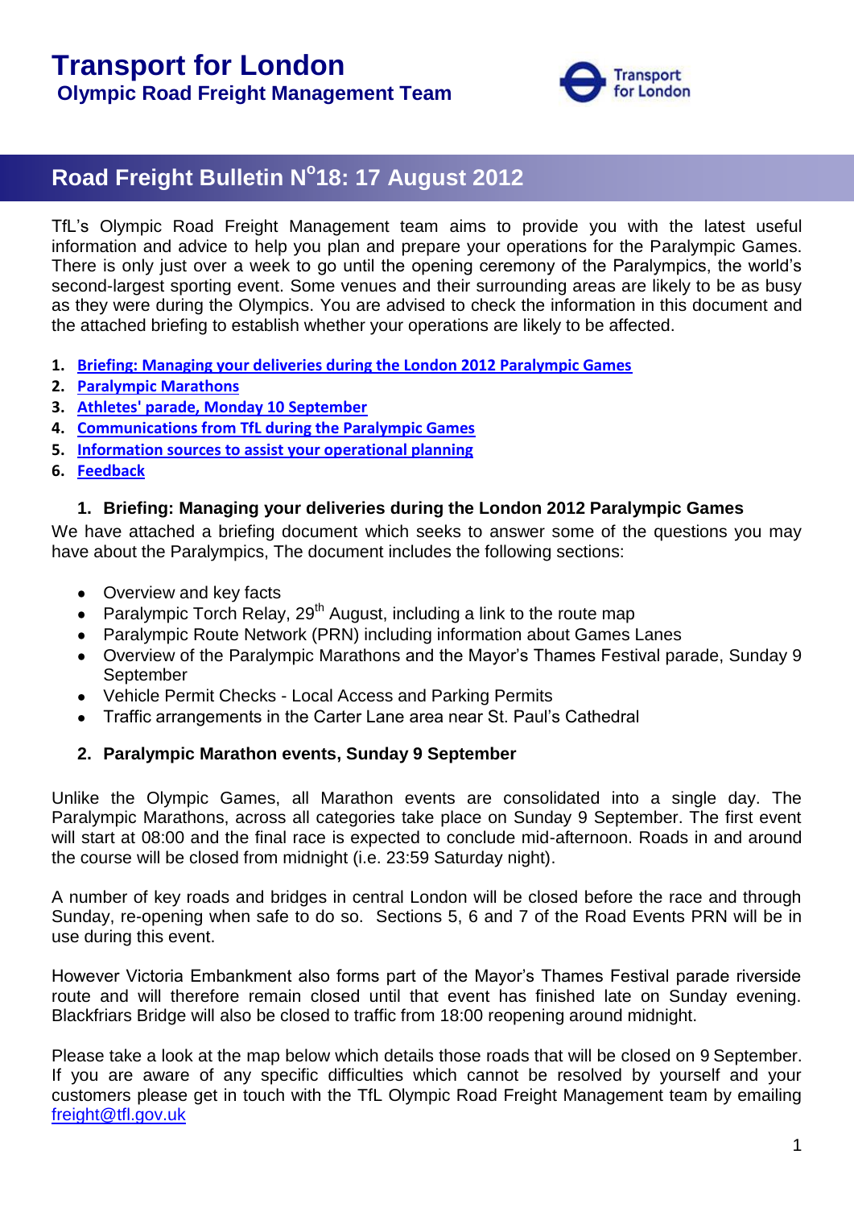# Transport for London

## Olympic Road Freight Management Team

## Road Freight Bulletin N[o]18: 17 August 2012

TfL's Olympic Road Freight Management team aims to provide you with the latest useful information and advice to help you plan and prepare your operations for the Paralympic Games. There is only just over a week to go until the opening ceremony of the Paralympics, the world's second-largest sporting event. Some venues and their surrounding areas are likely to be as busy as they were during the Olympics. You are advised to check the information in this document and the attached briefing to establish whether your operations are likely to be affected.

1. **Briefing: Managing your deliveries during the London 2012 Paralympic Games**
2. **Paralympic Marathons**
3. **Athletes' parade, Monday 10 September**
4. **Communications from TfL during the Paralympic Games**
5. **Information sources to assist your operational planning**
6. **Feedback**

### 1. Briefing: Managing your deliveries during the London 2012 Paralympic Games

We have attached a briefing document which seeks to answer some of the questions you may have about the Paralympics, The document includes the following sections:

- Overview and key facts
- Paralympic Torch Relay, 29th August, including a link to the route map
- Paralympic Route Network (PRN) including information about Games Lanes
- Overview of the Paralympic Marathons and the Mayor's Thames Festival parade, Sunday 9 September
- Vehicle Permit Checks - Local Access and Parking Permits
- Traffic arrangements in the Carter Lane area near St. Paul's Cathedral

### 2. Paralympic Marathon events, Sunday 9 September

Unlike the Olympic Games, all Marathon events are consolidated into a single day. The Paralympic Marathons, across all categories take place on Sunday 9 September. The first event will start at 08:00 and the final race is expected to conclude mid-afternoon. Roads in and around the course will be closed from midnight (i.e. 23:59 Saturday night).

A number of key roads and bridges in central London will be closed before the race and through Sunday, re-opening when safe to do so. Sections 5, 6 and 7 of the Road Events PRN will be in use during this event.

However Victoria Embankment also forms part of the Mayor's Thames Festival parade riverside route and will therefore remain closed until that event has finished late on Sunday evening. Blackfriars Bridge will also be closed to traffic from 18:00 reopening around midnight.

Please take a look at the map below which details those roads that will be closed on 9 September. If you are aware of any specific difficulties which cannot be resolved by yourself and your customers please get in touch with the TfL Olympic Road Freight Management team by emailing freight@tfl.gov.uk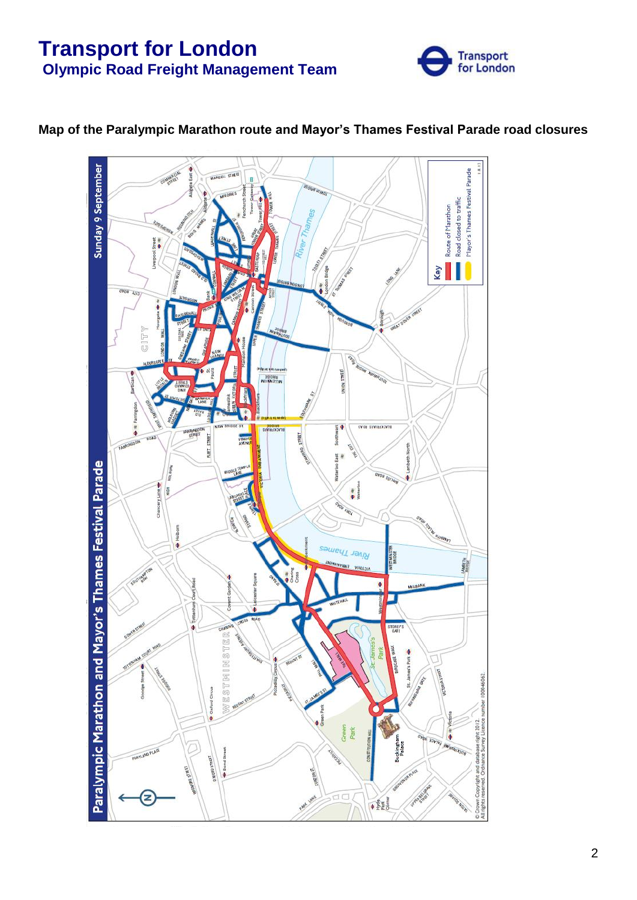# Transport for London

## Olympic Road Freight Management Team

**Map of the Paralympic Marathon route and Mayor's Thames Festival Parade road closures**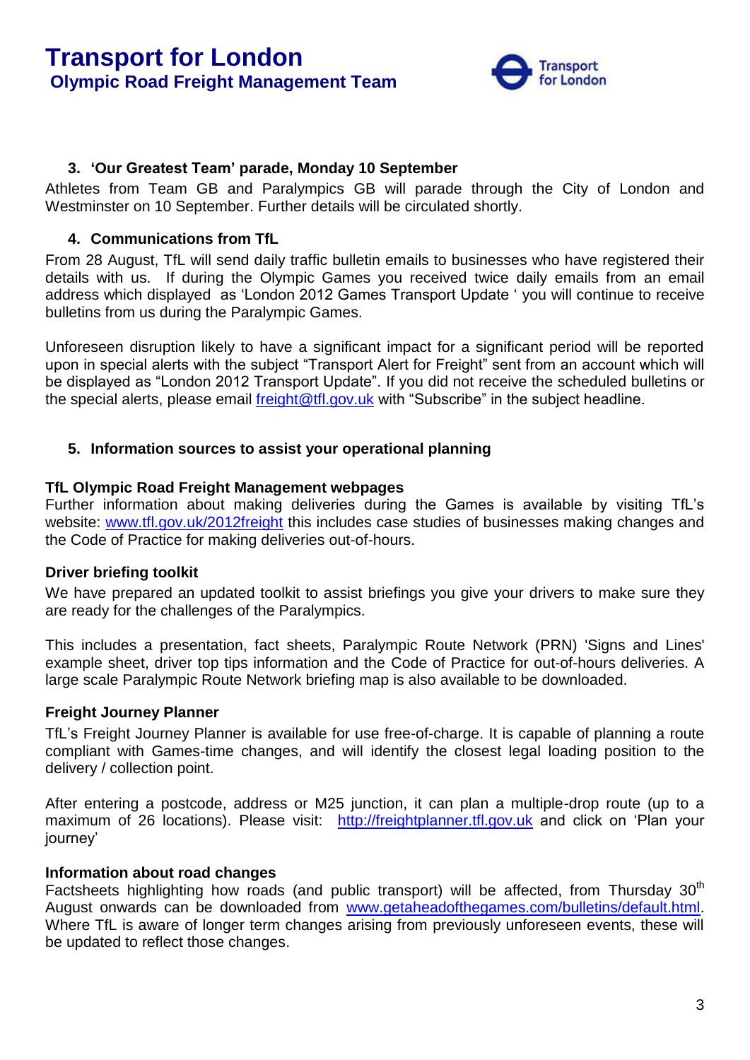### 3. 'Our Greatest Team' parade, Monday 10 September

Athletes from Team GB and Paralympics GB will parade through the City of London and Westminster on 10 September. Further details will be circulated shortly.

### 4. Communications from TfL

From 28 August, TfL will send daily traffic bulletin emails to businesses who have registered their details with us. If during the Olympic Games you received twice daily emails from an email address which displayed as 'London 2012 Games Transport Update ' you will continue to receive bulletins from us during the Paralympic Games.

Unforeseen disruption likely to have a significant impact for a significant period will be reported upon in special alerts with the subject "Transport Alert for Freight" sent from an account which will be displayed as "London 2012 Transport Update". If you did not receive the scheduled bulletins or the special alerts, please email freight@tfl.gov.uk with "Subscribe" in the subject headline.

### 5. Information sources to assist your operational planning

**TfL Olympic Road Freight Management webpages**

Further information about making deliveries during the Games is available by visiting TfL's website: www.tfl.gov.uk/2012freight this includes case studies of businesses making changes and the Code of Practice for making deliveries out-of-hours.

**Driver briefing toolkit**

We have prepared an updated toolkit to assist briefings you give your drivers to make sure they are ready for the challenges of the Paralympics.

This includes a presentation, fact sheets, Paralympic Route Network (PRN) 'Signs and Lines' example sheet, driver top tips information and the Code of Practice for out-of-hours deliveries. A large scale Paralympic Route Network briefing map is also available to be downloaded.

**Freight Journey Planner**

TfL's Freight Journey Planner is available for use free-of-charge. It is capable of planning a route compliant with Games-time changes, and will identify the closest legal loading position to the delivery / collection point.

After entering a postcode, address or M25 junction, it can plan a multiple-drop route (up to a maximum of 26 locations). Please visit: http://freightplanner.tfl.gov.uk and click on 'Plan your journey'

**Information about road changes**

Factsheets highlighting how roads (and public transport) will be affected, from Thursday 30th August onwards can be downloaded from www.getaheadofthegames.com/bulletins/default.html. Where TfL is aware of longer term changes arising from previously unforeseen events, these will be updated to reflect those changes.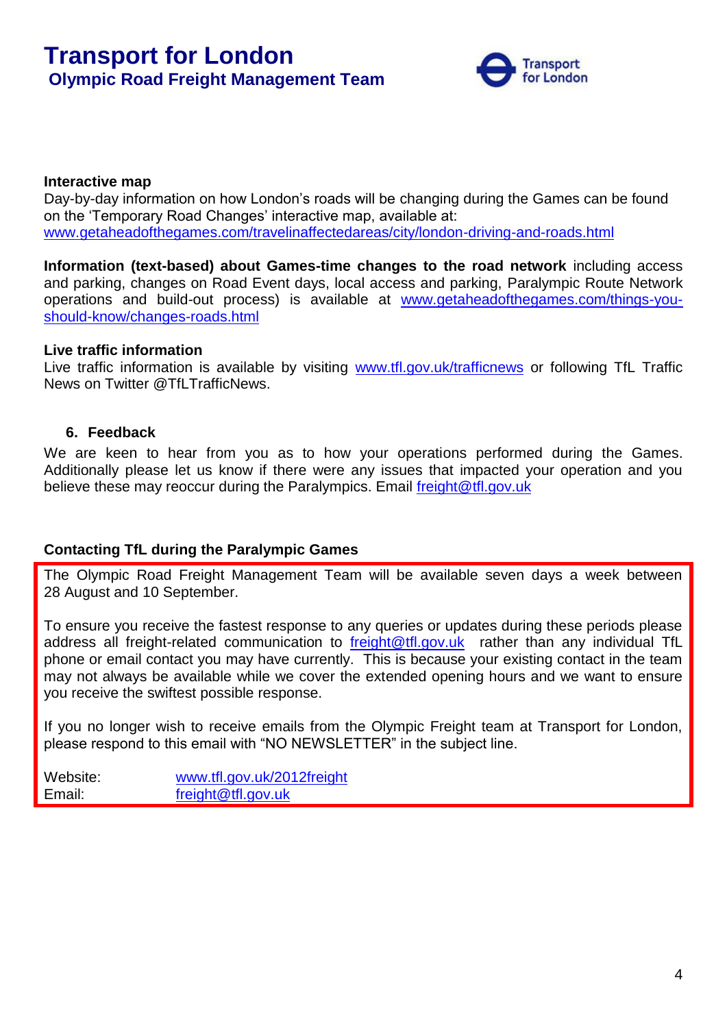**Interactive map**

Day-by-day information on how London's roads will be changing during the Games can be found on the 'Temporary Road Changes' interactive map, available at: www.getaheadofthegames.com/travelinaffectedareas/city/london-driving-and-roads.html

**Information (text-based) about Games-time changes to the road network** including access and parking, changes on Road Event days, local access and parking, Paralympic Route Network operations and build-out process) is available at www.getaheadofthegames.com/things-you-should-know/changes-roads.html

**Live traffic information**

Live traffic information is available by visiting www.tfl.gov.uk/trafficnews or following TfL Traffic News on Twitter @TfLTrafficNews.

## 6. Feedback

We are keen to hear from you as to how your operations performed during the Games. Additionally please let us know if there were any issues that impacted your operation and you believe these may reoccur during the Paralympics. Email freight@tfl.gov.uk

**Contacting TfL during the Paralympic Games**

The Olympic Road Freight Management Team will be available seven days a week between 28 August and 10 September.

To ensure you receive the fastest response to any queries or updates during these periods please address all freight-related communication to freight@tfl.gov.uk rather than any individual TfL phone or email contact you may have currently. This is because your existing contact in the team may not always be available while we cover the extended opening hours and we want to ensure you receive the swiftest possible response.

If you no longer wish to receive emails from the Olympic Freight team at Transport for London, please respond to this email with "NO NEWSLETTER" in the subject line.

| | |
|---|---|
| Website: | www.tfl.gov.uk/2012freight |
| Email: | freight@tfl.gov.uk |